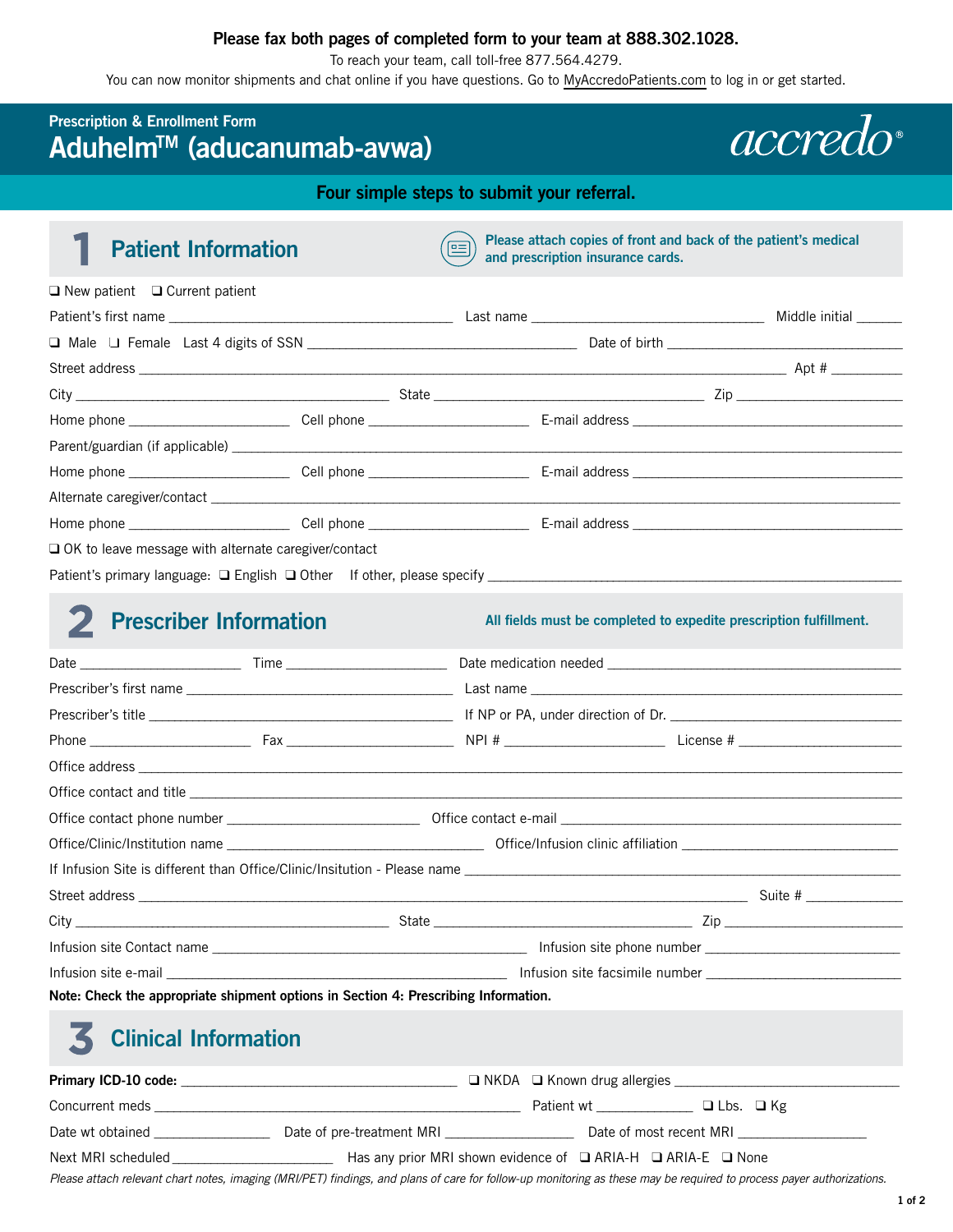**Please fax both pages of completed form to your team at 888.302.1028.**

To reach your team, call toll-free 877.564.4279.

You can now monitor shipments and chat online if you have questions. Go to MyAccredoPatients.com to log in or get started.

**Prescription & Enrollment Form**

# Aduhelm™ (aducanumab-avwa)

accredo®

**Four simple steps to submit your referral.**

## 1 Patient Information

**Please attach copies of front and back of the patient's medical and prescription insurance cards.**

❑ New patient ❑ Current patient

Patient's first name ______________________ Last name ______________________ Middle initial ______

❑ Male ❑ Female Last 4 digits of SSN ______________________ Date of birth ______________________

Street address ______________________________________________ Apt # __________

City ______________________ State ______________________ Zip ______________________

Home phone ______________ Cell phone ______________ E-mail address ______________________

Parent/guardian (if applicable) ______________________________________________

Home phone ______________ Cell phone ______________ E-mail address ______________________

Alternate caregiver/contact ______________________________________________

Home phone ______________ Cell phone ______________ E-mail address ______________________

❑ OK to leave message with alternate caregiver/contact

Patient's primary language: ❑ English ❑ Other If other, please specify ______________________

## 2 Prescriber Information

**All fields must be completed to expedite prescription fulfillment.**

Date ______________ Time ______________ Date medication needed ______________________

Prescriber's first name ______________________ Last name ______________________

Prescriber's title ______________________ If NP or PA, under direction of Dr. ______________________

Phone ______________ Fax ______________ NPI # ______________ License # ______________

Office address ______________________________________________

Office contact and title ______________________________________________

Office contact phone number ______________________ Office contact e-mail ______________________

Office/Clinic/Institution name ______________________ Office/Infusion clinic affiliation ______________________

If Infusion Site is different than Office/Clinic/Insitution - Please name ______________________

Street address ______________________________________________ Suite # __________

City ______________________ State ______________________ Zip ______________________

Infusion site Contact name ______________________ Infusion site phone number ______________________

Infusion site e-mail ______________________ Infusion site facsimile number ______________________

**Note: Check the appropriate shipment options in Section 4: Prescribing Information.**

## 3 Clinical Information

**Primary ICD-10 code:** ______________________ ❑ NKDA ❑ Known drug allergies ______________________

Concurrent meds ______________________ Patient wt ______________ ❑ Lbs. ❑ Kg

Date wt obtained ______________ Date of pre-treatment MRI ______________ Date of most recent MRI ______________

Next MRI scheduled ______________ Has any prior MRI shown evidence of ❑ ARIA-H ❑ ARIA-E ❑ None

*Please attach relevant chart notes, imaging (MRI/PET) findings, and plans of care for follow-up monitoring as these may be required to process payer authorizations.*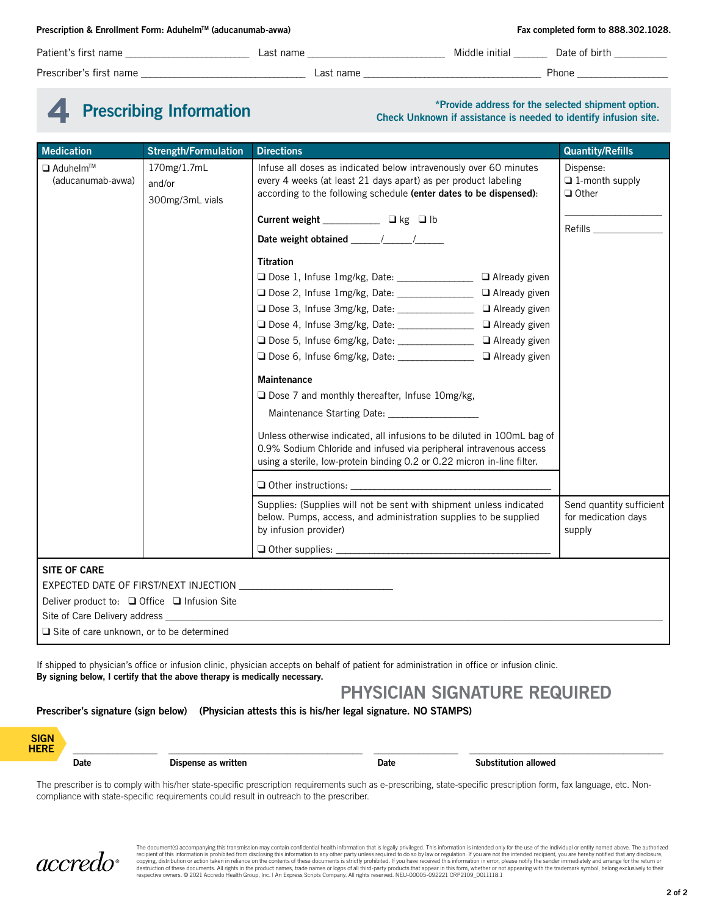Prescription & Enrollment Form: Aduhelm™ (aducanumab-avwa)

Fax completed form to 888.302.1028.

Patient's first name ______________________ Last name _________________________ Middle initial ______ Date of birth __________

Prescriber's first name ______________________________ Last name _________________________________ Phone ________________

# 4 Prescribing Information

*Provide address for the selected shipment option.
Check Unknown if assistance is needed to identify infusion site.

| Medication | Strength/Formulation | Directions | Quantity/Refills |
|---|---|---|---|
| ❑ Aduhelm™ (aducanumab-avwa) | 170mg/1.7mL and/or 300mg/3mL vials | Infuse all doses as indicated below intravenously over 60 minutes every 4 weeks (at least 21 days apart) as per product labeling according to the following schedule **(enter dates to be dispensed)**:<br><br>**Current weight** ___________ ❑ kg ❑ lb<br>**Date weight obtained** ______/______/______<br><br>**Titration**<br>❑ Dose 1, Infuse 1mg/kg, Date: ______________ ❑ Already given<br>❑ Dose 2, Infuse 1mg/kg, Date: ______________ ❑ Already given<br>❑ Dose 3, Infuse 3mg/kg, Date: ______________ ❑ Already given<br>❑ Dose 4, Infuse 3mg/kg, Date: ______________ ❑ Already given<br>❑ Dose 5, Infuse 6mg/kg, Date: ______________ ❑ Already given<br>❑ Dose 6, Infuse 6mg/kg, Date: ______________ ❑ Already given<br><br>**Maintenance**<br>❑ Dose 7 and monthly thereafter, Infuse 10mg/kg,<br>Maintenance Starting Date: _________________<br><br>Unless otherwise indicated, all infusions to be diluted in 100mL bag of 0.9% Sodium Chloride and infused via peripheral intravenous access using a sterile, low-protein binding 0.2 or 0.22 micron in-line filter.<br><br>❑ Other instructions: ______________________________________ | Dispense:<br>❑ 1-month supply<br>❑ Other<br>__________________<br><br>Refills _____________ |
| | | Supplies: (Supplies will not be sent with shipment unless indicated below. Pumps, access, and administration supplies to be supplied by infusion provider)<br><br>❑ Other supplies: ________________________________________ | Send quantity sufficient for medication days supply |

**SITE OF CARE**

EXPECTED DATE OF FIRST/NEXT INJECTION ____________________________

Deliver product to: ❑ Office ❑ Infusion Site

Site of Care Delivery address ______________________________________________________________________________

❑ Site of care unknown, or to be determined

If shipped to physician's office or infusion clinic, physician accepts on behalf of patient for administration in office or infusion clinic.
**By signing below, I certify that the above therapy is medically necessary.**

## PHYSICIAN SIGNATURE REQUIRED

**Prescriber's signature (sign below) (Physician attests this is his/her legal signature. NO STAMPS)**

**SIGN HERE**

_______________ ____________________________________ _______________ ____________________________________
**Date** **Dispense as written** **Date** **Substitution allowed**

The prescriber is to comply with his/her state-specific prescription requirements such as e-prescribing, state-specific prescription form, fax language, etc. Non-compliance with state-specific requirements could result in outreach to the prescriber.

accredo®

The document(s) accompanying this transmission may contain confidential health information that is legally privileged. This information is intended only for the use of the individual or entity named above. The authorized recipient of this information is prohibited from disclosing this information to any other party unless required to do so by law or regulation. If you are not the intended recipient, you are hereby notified that any disclosure, copying, distribution or action taken in reliance on the contents of these documents is strictly prohibited. If you have received this information in error, please notify the sender immediately and arrange for the return or destruction of these documents. All rights in the product names, trade names or logos of all third-party products that appear in this form, whether or not appearing with the trademark symbol, belong exclusively to their respective owners. © 2021 Accredo Health Group, Inc. | An Express Scripts Company. All rights reserved. NEU-00005-092221 CRP2109_0011118.1